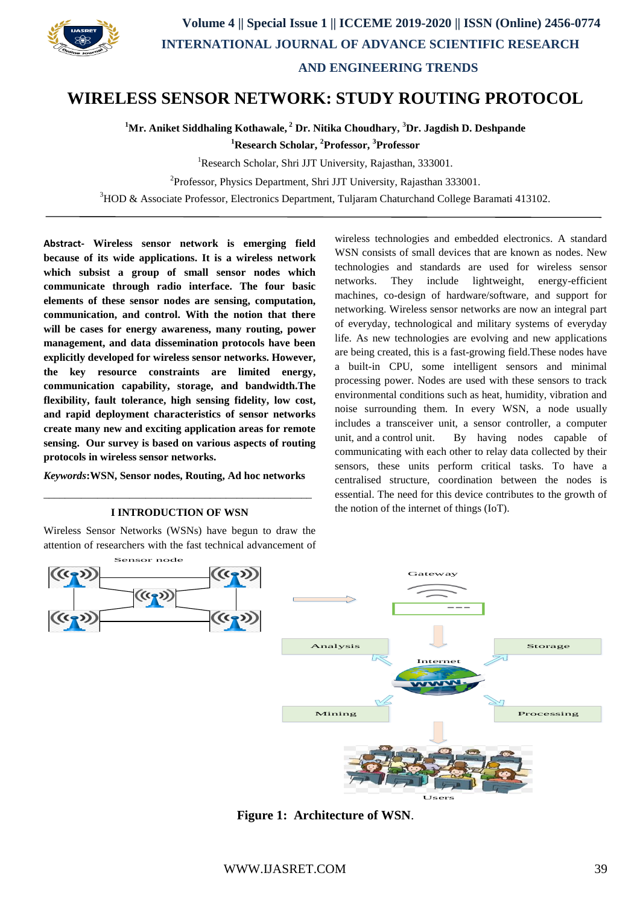# WIRELESS SENSOR NETWORK: STUDY ROUTING PROTOCOL

**[1]Mr. Aniket Siddhaling Kothawale, [2] Dr. Nitika Choudhary, [3]Dr. Jagdish D. Deshpande**

**[1]Research Scholar, [2]Professor, [3]Professor**

[1]Research Scholar, Shri JJT University, Rajasthan, 333001.

[2]Professor, Physics Department, Shri JJT University, Rajasthan 333001.

[3]HOD & Associate Professor, Electronics Department, Tuljaram Chaturchand College Baramati 413102.

---

**Abstract- Wireless sensor network is emerging field because of its wide applications. It is a wireless network which subsist a group of small sensor nodes which communicate through radio interface. The four basic elements of these sensor nodes are sensing, computation, communication, and control. With the notion that there will be cases for energy awareness, many routing, power management, and data dissemination protocols have been explicitly developed for wireless sensor networks. However, the key resource constraints are limited energy, communication capability, storage, and bandwidth.The flexibility, fault tolerance, high sensing fidelity, low cost, and rapid deployment characteristics of sensor networks create many new and exciting application areas for remote sensing. Our survey is based on various aspects of routing protocols in wireless sensor networks.**

***Keywords*:WSN, Sensor nodes, Routing, Ad hoc networks**

## I INTRODUCTION OF WSN

Wireless Sensor Networks (WSNs) have begun to draw the attention of researchers with the fast technical advancement of wireless technologies and embedded electronics. A standard WSN consists of small devices that are known as nodes. New technologies and standards are used for wireless sensor networks. They include lightweight, energy-efficient machines, co-design of hardware/software, and support for networking. Wireless sensor networks are now an integral part of everyday, technological and military systems of everyday life. As new technologies are evolving and new applications are being created, this is a fast-growing field.These nodes have a built-in CPU, some intelligent sensors and minimal processing power. Nodes are used with these sensors to track environmental conditions such as heat, humidity, vibration and noise surrounding them. In every WSN, a node usually includes a transceiver unit, a sensor controller, a computer unit, and a control unit. By having nodes capable of communicating with each other to relay data collected by their sensors, these units perform critical tasks. To have a centralised structure, coordination between the nodes is essential. The need for this device contributes to the growth of the notion of the internet of things (IoT).

**Figure 1: Architecture of WSN.**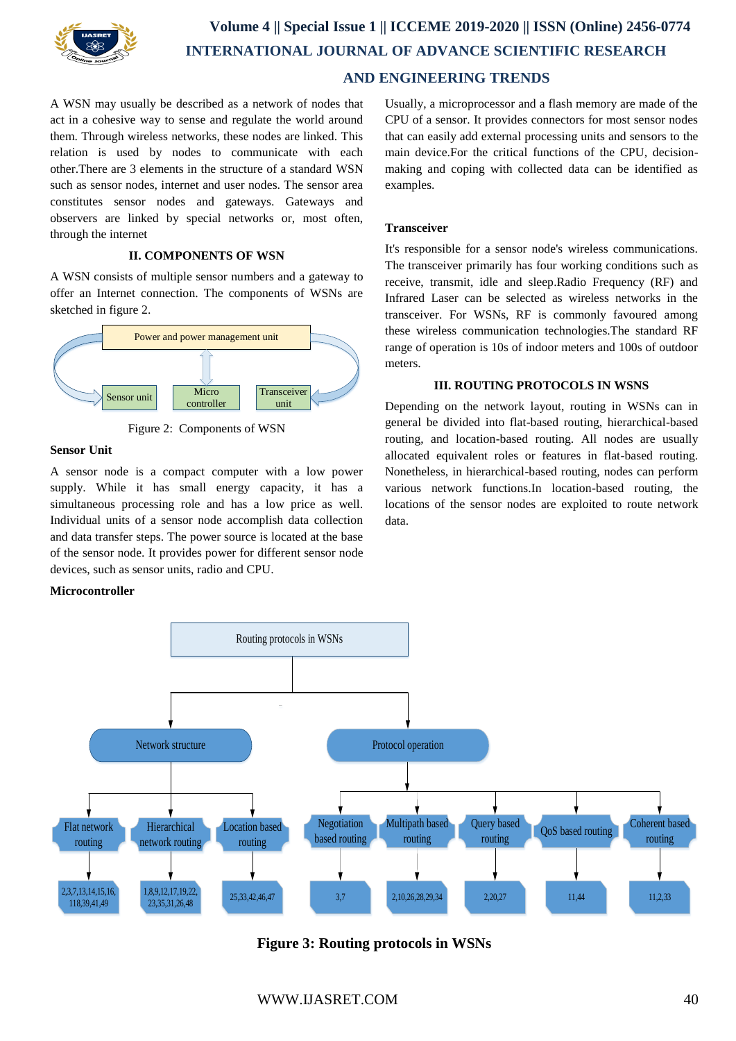A WSN may usually be described as a network of nodes that act in a cohesive way to sense and regulate the world around them. Through wireless networks, these nodes are linked. This relation is used by nodes to communicate with each other.There are 3 elements in the structure of a standard WSN such as sensor nodes, internet and user nodes. The sensor area constitutes sensor nodes and gateways. Gateways and observers are linked by special networks or, most often, through the internet

## II. COMPONENTS OF WSN

A WSN consists of multiple sensor numbers and a gateway to offer an Internet connection. The components of WSNs are sketched in figure 2.

Figure 2: Components of WSN

### Sensor Unit

A sensor node is a compact computer with a low power supply. While it has small energy capacity, it has a simultaneous processing role and has a low price as well. Individual units of a sensor node accomplish data collection and data transfer steps. The power source is located at the base of the sensor node. It provides power for different sensor node devices, such as sensor units, radio and CPU.

### Microcontroller

Usually, a microprocessor and a flash memory are made of the CPU of a sensor. It provides connectors for most sensor nodes that can easily add external processing units and sensors to the main device.For the critical functions of the CPU, decision-making and coping with collected data can be identified as examples.

### Transceiver

It's responsible for a sensor node's wireless communications. The transceiver primarily has four working conditions such as receive, transmit, idle and sleep.Radio Frequency (RF) and Infrared Laser can be selected as wireless networks in the transceiver. For WSNs, RF is commonly favoured among these wireless communication technologies.The standard RF range of operation is 10s of indoor meters and 100s of outdoor meters.

## III. ROUTING PROTOCOLS IN WSNS

Depending on the network layout, routing in WSNs can in general be divided into flat-based routing, hierarchical-based routing, and location-based routing. All nodes are usually allocated equivalent roles or features in flat-based routing. Nonetheless, in hierarchical-based routing, nodes can perform various network functions.In location-based routing, the locations of the sensor nodes are exploited to route network data.

**Figure 3: Routing protocols in WSNs**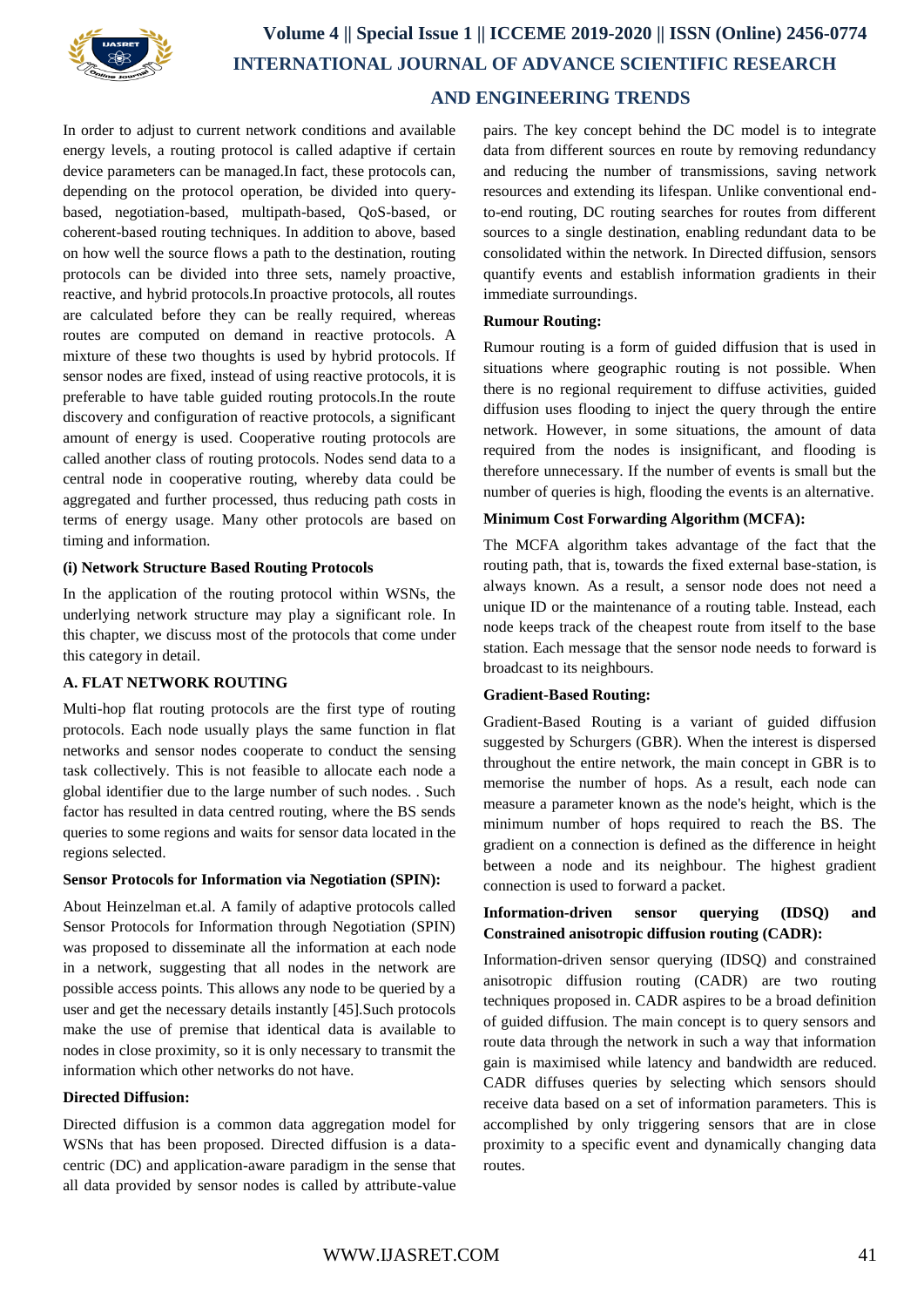In order to adjust to current network conditions and available energy levels, a routing protocol is called adaptive if certain device parameters can be managed.In fact, these protocols can, depending on the protocol operation, be divided into query-based, negotiation-based, multipath-based, QoS-based, or coherent-based routing techniques. In addition to above, based on how well the source flows a path to the destination, routing protocols can be divided into three sets, namely proactive, reactive, and hybrid protocols.In proactive protocols, all routes are calculated before they can be really required, whereas routes are computed on demand in reactive protocols. A mixture of these two thoughts is used by hybrid protocols. If sensor nodes are fixed, instead of using reactive protocols, it is preferable to have table guided routing protocols.In the route discovery and configuration of reactive protocols, a significant amount of energy is used. Cooperative routing protocols are called another class of routing protocols. Nodes send data to a central node in cooperative routing, whereby data could be aggregated and further processed, thus reducing path costs in terms of energy usage. Many other protocols are based on timing and information.

**(i) Network Structure Based Routing Protocols**

In the application of the routing protocol within WSNs, the underlying network structure may play a significant role. In this chapter, we discuss most of the protocols that come under this category in detail.

**A. FLAT NETWORK ROUTING**

Multi-hop flat routing protocols are the first type of routing protocols. Each node usually plays the same function in flat networks and sensor nodes cooperate to conduct the sensing task collectively. This is not feasible to allocate each node a global identifier due to the large number of such nodes. . Such factor has resulted in data centred routing, where the BS sends queries to some regions and waits for sensor data located in the regions selected.

**Sensor Protocols for Information via Negotiation (SPIN):**

About Heinzelman et.al. A family of adaptive protocols called Sensor Protocols for Information through Negotiation (SPIN) was proposed to disseminate all the information at each node in a network, suggesting that all nodes in the network are possible access points. This allows any node to be queried by a user and get the necessary details instantly [45].Such protocols make the use of premise that identical data is available to nodes in close proximity, so it is only necessary to transmit the information which other networks do not have.

**Directed Diffusion:**

Directed diffusion is a common data aggregation model for WSNs that has been proposed. Directed diffusion is a data-centric (DC) and application-aware paradigm in the sense that all data provided by sensor nodes is called by attribute-value pairs. The key concept behind the DC model is to integrate data from different sources en route by removing redundancy and reducing the number of transmissions, saving network resources and extending its lifespan. Unlike conventional end-to-end routing, DC routing searches for routes from different sources to a single destination, enabling redundant data to be consolidated within the network. In Directed diffusion, sensors quantify events and establish information gradients in their immediate surroundings.

**Rumour Routing:**

Rumour routing is a form of guided diffusion that is used in situations where geographic routing is not possible. When there is no regional requirement to diffuse activities, guided diffusion uses flooding to inject the query through the entire network. However, in some situations, the amount of data required from the nodes is insignificant, and flooding is therefore unnecessary. If the number of events is small but the number of queries is high, flooding the events is an alternative.

**Minimum Cost Forwarding Algorithm (MCFA):**

The MCFA algorithm takes advantage of the fact that the routing path, that is, towards the fixed external base-station, is always known. As a result, a sensor node does not need a unique ID or the maintenance of a routing table. Instead, each node keeps track of the cheapest route from itself to the base station. Each message that the sensor node needs to forward is broadcast to its neighbours.

**Gradient-Based Routing:**

Gradient-Based Routing is a variant of guided diffusion suggested by Schurgers (GBR). When the interest is dispersed throughout the entire network, the main concept in GBR is to memorise the number of hops. As a result, each node can measure a parameter known as the node's height, which is the minimum number of hops required to reach the BS. The gradient on a connection is defined as the difference in height between a node and its neighbour. The highest gradient connection is used to forward a packet.

**Information-driven sensor querying (IDSQ) and Constrained anisotropic diffusion routing (CADR):**

Information-driven sensor querying (IDSQ) and constrained anisotropic diffusion routing (CADR) are two routing techniques proposed in. CADR aspires to be a broad definition of guided diffusion. The main concept is to query sensors and route data through the network in such a way that information gain is maximised while latency and bandwidth are reduced. CADR diffuses queries by selecting which sensors should receive data based on a set of information parameters. This is accomplished by only triggering sensors that are in close proximity to a specific event and dynamically changing data routes.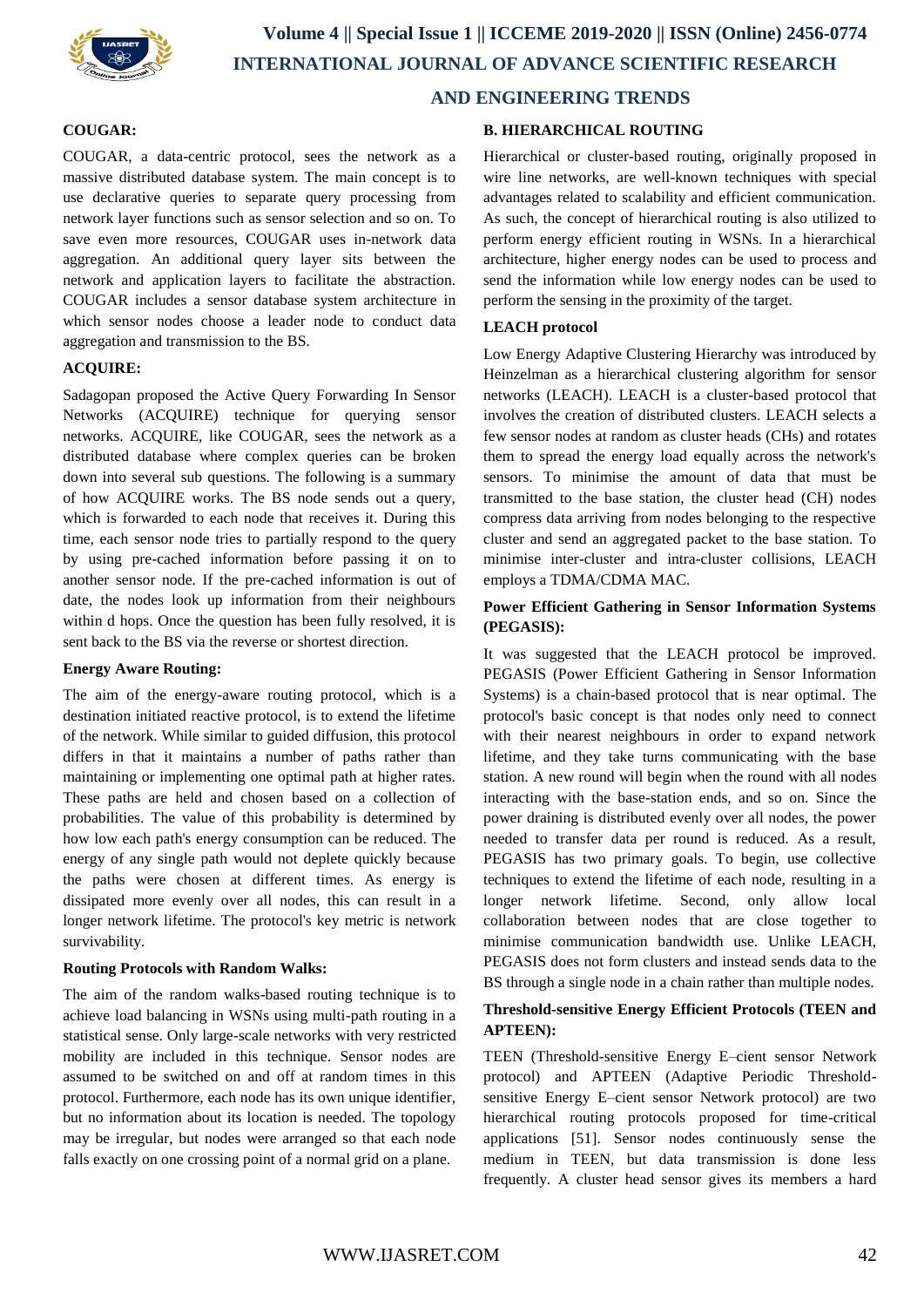**COUGAR:**

COUGAR, a data-centric protocol, sees the network as a massive distributed database system. The main concept is to use declarative queries to separate query processing from network layer functions such as sensor selection and so on. To save even more resources, COUGAR uses in-network data aggregation. An additional query layer sits between the network and application layers to facilitate the abstraction. COUGAR includes a sensor database system architecture in which sensor nodes choose a leader node to conduct data aggregation and transmission to the BS.

**ACQUIRE:**

Sadagopan proposed the Active Query Forwarding In Sensor Networks (ACQUIRE) technique for querying sensor networks. ACQUIRE, like COUGAR, sees the network as a distributed database where complex queries can be broken down into several sub questions. The following is a summary of how ACQUIRE works. The BS node sends out a query, which is forwarded to each node that receives it. During this time, each sensor node tries to partially respond to the query by using pre-cached information before passing it on to another sensor node. If the pre-cached information is out of date, the nodes look up information from their neighbours within d hops. Once the question has been fully resolved, it is sent back to the BS via the reverse or shortest direction.

**Energy Aware Routing:**

The aim of the energy-aware routing protocol, which is a destination initiated reactive protocol, is to extend the lifetime of the network. While similar to guided diffusion, this protocol differs in that it maintains a number of paths rather than maintaining or implementing one optimal path at higher rates. These paths are held and chosen based on a collection of probabilities. The value of this probability is determined by how low each path's energy consumption can be reduced. The energy of any single path would not deplete quickly because the paths were chosen at different times. As energy is dissipated more evenly over all nodes, this can result in a longer network lifetime. The protocol's key metric is network survivability.

**Routing Protocols with Random Walks:**

The aim of the random walks-based routing technique is to achieve load balancing in WSNs using multi-path routing in a statistical sense. Only large-scale networks with very restricted mobility are included in this technique. Sensor nodes are assumed to be switched on and off at random times in this protocol. Furthermore, each node has its own unique identifier, but no information about its location is needed. The topology may be irregular, but nodes were arranged so that each node falls exactly on one crossing point of a normal grid on a plane.

**B. HIERARCHICAL ROUTING**

Hierarchical or cluster-based routing, originally proposed in wire line networks, are well-known techniques with special advantages related to scalability and efficient communication. As such, the concept of hierarchical routing is also utilized to perform energy efficient routing in WSNs. In a hierarchical architecture, higher energy nodes can be used to process and send the information while low energy nodes can be used to perform the sensing in the proximity of the target.

**LEACH protocol**

Low Energy Adaptive Clustering Hierarchy was introduced by Heinzelman as a hierarchical clustering algorithm for sensor networks (LEACH). LEACH is a cluster-based protocol that involves the creation of distributed clusters. LEACH selects a few sensor nodes at random as cluster heads (CHs) and rotates them to spread the energy load equally across the network's sensors. To minimise the amount of data that must be transmitted to the base station, the cluster head (CH) nodes compress data arriving from nodes belonging to the respective cluster and send an aggregated packet to the base station. To minimise inter-cluster and intra-cluster collisions, LEACH employs a TDMA/CDMA MAC.

**Power Efficient Gathering in Sensor Information Systems (PEGASIS):**

It was suggested that the LEACH protocol be improved. PEGASIS (Power Efficient Gathering in Sensor Information Systems) is a chain-based protocol that is near optimal. The protocol's basic concept is that nodes only need to connect with their nearest neighbours in order to expand network lifetime, and they take turns communicating with the base station. A new round will begin when the round with all nodes interacting with the base-station ends, and so on. Since the power draining is distributed evenly over all nodes, the power needed to transfer data per round is reduced. As a result, PEGASIS has two primary goals. To begin, use collective techniques to extend the lifetime of each node, resulting in a longer network lifetime. Second, only allow local collaboration between nodes that are close together to minimise communication bandwidth use. Unlike LEACH, PEGASIS does not form clusters and instead sends data to the BS through a single node in a chain rather than multiple nodes.

**Threshold-sensitive Energy Efficient Protocols (TEEN and APTEEN):**

TEEN (Threshold-sensitive Energy E–cient sensor Network protocol) and APTEEN (Adaptive Periodic Threshold-sensitive Energy E–cient sensor Network protocol) are two hierarchical routing protocols proposed for time-critical applications [51]. Sensor nodes continuously sense the medium in TEEN, but data transmission is done less frequently. A cluster head sensor gives its members a hard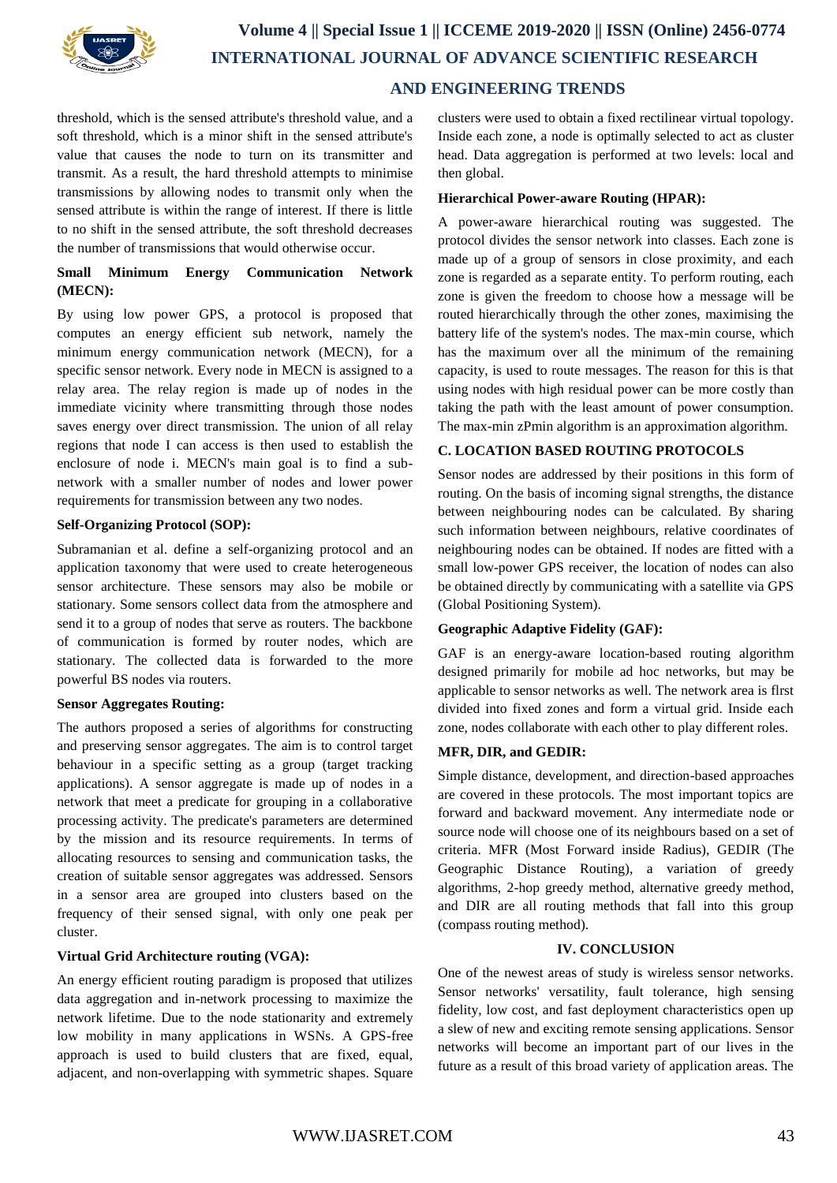threshold, which is the sensed attribute's threshold value, and a soft threshold, which is a minor shift in the sensed attribute's value that causes the node to turn on its transmitter and transmit. As a result, the hard threshold attempts to minimise transmissions by allowing nodes to transmit only when the sensed attribute is within the range of interest. If there is little to no shift in the sensed attribute, the soft threshold decreases the number of transmissions that would otherwise occur.

**Small Minimum Energy Communication Network (MECN):**

By using low power GPS, a protocol is proposed that computes an energy efficient sub network, namely the minimum energy communication network (MECN), for a specific sensor network. Every node in MECN is assigned to a relay area. The relay region is made up of nodes in the immediate vicinity where transmitting through those nodes saves energy over direct transmission. The union of all relay regions that node I can access is then used to establish the enclosure of node i. MECN's main goal is to find a sub-network with a smaller number of nodes and lower power requirements for transmission between any two nodes.

**Self-Organizing Protocol (SOP):**

Subramanian et al. define a self-organizing protocol and an application taxonomy that were used to create heterogeneous sensor architecture. These sensors may also be mobile or stationary. Some sensors collect data from the atmosphere and send it to a group of nodes that serve as routers. The backbone of communication is formed by router nodes, which are stationary. The collected data is forwarded to the more powerful BS nodes via routers.

**Sensor Aggregates Routing:**

The authors proposed a series of algorithms for constructing and preserving sensor aggregates. The aim is to control target behaviour in a specific setting as a group (target tracking applications). A sensor aggregate is made up of nodes in a network that meet a predicate for grouping in a collaborative processing activity. The predicate's parameters are determined by the mission and its resource requirements. In terms of allocating resources to sensing and communication tasks, the creation of suitable sensor aggregates was addressed. Sensors in a sensor area are grouped into clusters based on the frequency of their sensed signal, with only one peak per cluster.

**Virtual Grid Architecture routing (VGA):**

An energy efficient routing paradigm is proposed that utilizes data aggregation and in-network processing to maximize the network lifetime. Due to the node stationarity and extremely low mobility in many applications in WSNs. A GPS-free approach is used to build clusters that are fixed, equal, adjacent, and non-overlapping with symmetric shapes. Square clusters were used to obtain a fixed rectilinear virtual topology. Inside each zone, a node is optimally selected to act as cluster head. Data aggregation is performed at two levels: local and then global.

**Hierarchical Power-aware Routing (HPAR):**

A power-aware hierarchical routing was suggested. The protocol divides the sensor network into classes. Each zone is made up of a group of sensors in close proximity, and each zone is regarded as a separate entity. To perform routing, each zone is given the freedom to choose how a message will be routed hierarchically through the other zones, maximising the battery life of the system's nodes. The max-min course, which has the maximum over all the minimum of the remaining capacity, is used to route messages. The reason for this is that using nodes with high residual power can be more costly than taking the path with the least amount of power consumption. The max-min zPmin algorithm is an approximation algorithm.

### C. LOCATION BASED ROUTING PROTOCOLS

Sensor nodes are addressed by their positions in this form of routing. On the basis of incoming signal strengths, the distance between neighbouring nodes can be calculated. By sharing such information between neighbours, relative coordinates of neighbouring nodes can be obtained. If nodes are fitted with a small low-power GPS receiver, the location of nodes can also be obtained directly by communicating with a satellite via GPS (Global Positioning System).

**Geographic Adaptive Fidelity (GAF):**

GAF is an energy-aware location-based routing algorithm designed primarily for mobile ad hoc networks, but may be applicable to sensor networks as well. The network area is flrst divided into fixed zones and form a virtual grid. Inside each zone, nodes collaborate with each other to play different roles.

**MFR, DIR, and GEDIR:**

Simple distance, development, and direction-based approaches are covered in these protocols. The most important topics are forward and backward movement. Any intermediate node or source node will choose one of its neighbours based on a set of criteria. MFR (Most Forward inside Radius), GEDIR (The Geographic Distance Routing), a variation of greedy algorithms, 2-hop greedy method, alternative greedy method, and DIR are all routing methods that fall into this group (compass routing method).

## IV. CONCLUSION

One of the newest areas of study is wireless sensor networks. Sensor networks' versatility, fault tolerance, high sensing fidelity, low cost, and fast deployment characteristics open up a slew of new and exciting remote sensing applications. Sensor networks will become an important part of our lives in the future as a result of this broad variety of application areas. The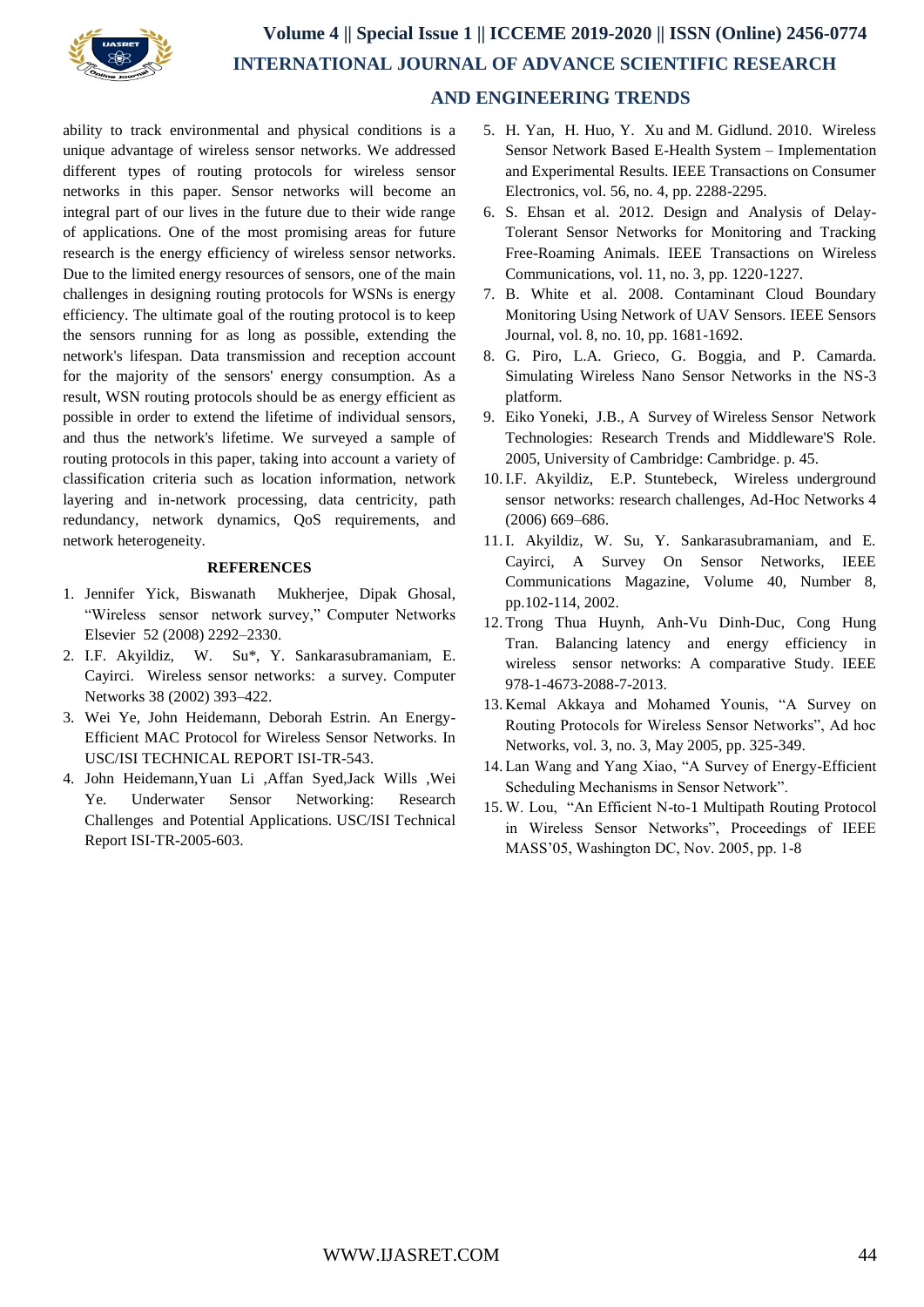ability to track environmental and physical conditions is a unique advantage of wireless sensor networks. We addressed different types of routing protocols for wireless sensor networks in this paper. Sensor networks will become an integral part of our lives in the future due to their wide range of applications. One of the most promising areas for future research is the energy efficiency of wireless sensor networks. Due to the limited energy resources of sensors, one of the main challenges in designing routing protocols for WSNs is energy efficiency. The ultimate goal of the routing protocol is to keep the sensors running for as long as possible, extending the network's lifespan. Data transmission and reception account for the majority of the sensors' energy consumption. As a result, WSN routing protocols should be as energy efficient as possible in order to extend the lifetime of individual sensors, and thus the network's lifetime. We surveyed a sample of routing protocols in this paper, taking into account a variety of classification criteria such as location information, network layering and in-network processing, data centricity, path redundancy, network dynamics, QoS requirements, and network heterogeneity.

## REFERENCES

1. Jennifer Yick, Biswanath Mukherjee, Dipak Ghosal, "Wireless sensor network survey," Computer Networks Elsevier 52 (2008) 2292–2330.
2. I.F. Akyildiz, W. Su*, Y. Sankarasubramaniam, E. Cayirci. Wireless sensor networks: a survey. Computer Networks 38 (2002) 393–422.
3. Wei Ye, John Heidemann, Deborah Estrin. An Energy-Efficient MAC Protocol for Wireless Sensor Networks. In USC/ISI TECHNICAL REPORT ISI-TR-543.
4. John Heidemann,Yuan Li ,Affan Syed,Jack Wills ,Wei Ye. Underwater Sensor Networking: Research Challenges and Potential Applications. USC/ISI Technical Report ISI-TR-2005-603.
5. H. Yan, H. Huo, Y. Xu and M. Gidlund. 2010. Wireless Sensor Network Based E-Health System – Implementation and Experimental Results. IEEE Transactions on Consumer Electronics, vol. 56, no. 4, pp. 2288-2295.
6. S. Ehsan et al. 2012. Design and Analysis of Delay-Tolerant Sensor Networks for Monitoring and Tracking Free-Roaming Animals. IEEE Transactions on Wireless Communications, vol. 11, no. 3, pp. 1220-1227.
7. B. White et al. 2008. Contaminant Cloud Boundary Monitoring Using Network of UAV Sensors. IEEE Sensors Journal, vol. 8, no. 10, pp. 1681-1692.
8. G. Piro, L.A. Grieco, G. Boggia, and P. Camarda. Simulating Wireless Nano Sensor Networks in the NS-3 platform.
9. Eiko Yoneki, J.B., A Survey of Wireless Sensor Network Technologies: Research Trends and Middleware'S Role. 2005, University of Cambridge: Cambridge. p. 45.
10. I.F. Akyildiz, E.P. Stuntebeck, Wireless underground sensor networks: research challenges, Ad-Hoc Networks 4 (2006) 669–686.
11. I. Akyildiz, W. Su, Y. Sankarasubramaniam, and E. Cayirci, A Survey On Sensor Networks, IEEE Communications Magazine, Volume 40, Number 8, pp.102-114, 2002.
12. Trong Thua Huynh, Anh-Vu Dinh-Duc, Cong Hung Tran. Balancing latency and energy efficiency in wireless sensor networks: A comparative Study. IEEE 978-1-4673-2088-7-2013.
13. Kemal Akkaya and Mohamed Younis, "A Survey on Routing Protocols for Wireless Sensor Networks", Ad hoc Networks, vol. 3, no. 3, May 2005, pp. 325-349.
14. Lan Wang and Yang Xiao, "A Survey of Energy-Efficient Scheduling Mechanisms in Sensor Network".
15. W. Lou, "An Efficient N-to-1 Multipath Routing Protocol in Wireless Sensor Networks", Proceedings of IEEE MASS'05, Washington DC, Nov. 2005, pp. 1-8